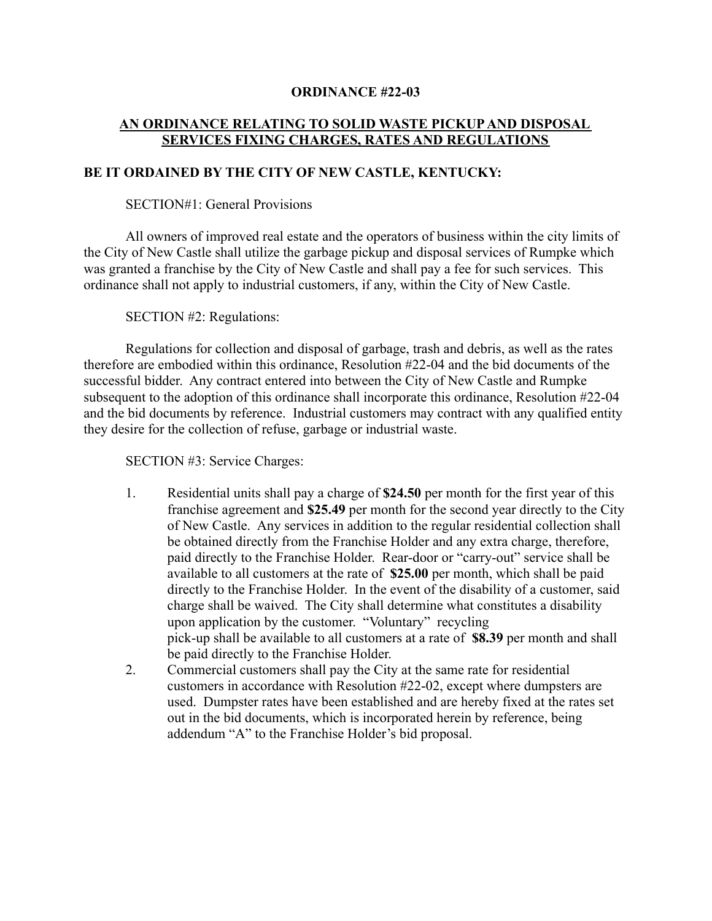# ORDINANCE #22-03

## AN ORDINANCE RELATING TO SOLID WASTE PICKUP AND DISPOSAL SERVICES FIXING CHARGES, RATES AND REGULATIONS

**BE IT ORDAINED BY THE CITY OF NEW CASTLE, KENTUCKY:**

SECTION#1: General Provisions

All owners of improved real estate and the operators of business within the city limits of the City of New Castle shall utilize the garbage pickup and disposal services of Rumpke which was granted a franchise by the City of New Castle and shall pay a fee for such services. This ordinance shall not apply to industrial customers, if any, within the City of New Castle.

SECTION #2: Regulations:

Regulations for collection and disposal of garbage, trash and debris, as well as the rates therefore are embodied within this ordinance, Resolution #22-04 and the bid documents of the successful bidder. Any contract entered into between the City of New Castle and Rumpke subsequent to the adoption of this ordinance shall incorporate this ordinance, Resolution #22-04 and the bid documents by reference. Industrial customers may contract with any qualified entity they desire for the collection of refuse, garbage or industrial waste.

SECTION #3: Service Charges:

1. Residential units shall pay a charge of **$24.50** per month for the first year of this franchise agreement and **$25.49** per month for the second year directly to the City of New Castle. Any services in addition to the regular residential collection shall be obtained directly from the Franchise Holder and any extra charge, therefore, paid directly to the Franchise Holder. Rear-door or "carry-out" service shall be available to all customers at the rate of **$25.00** per month, which shall be paid directly to the Franchise Holder. In the event of the disability of a customer, said charge shall be waived. The City shall determine what constitutes a disability upon application by the customer. "Voluntary" recycling pick-up shall be available to all customers at a rate of **$8.39** per month and shall be paid directly to the Franchise Holder.
2. Commercial customers shall pay the City at the same rate for residential customers in accordance with Resolution #22-02, except where dumpsters are used. Dumpster rates have been established and are hereby fixed at the rates set out in the bid documents, which is incorporated herein by reference, being addendum "A" to the Franchise Holder's bid proposal.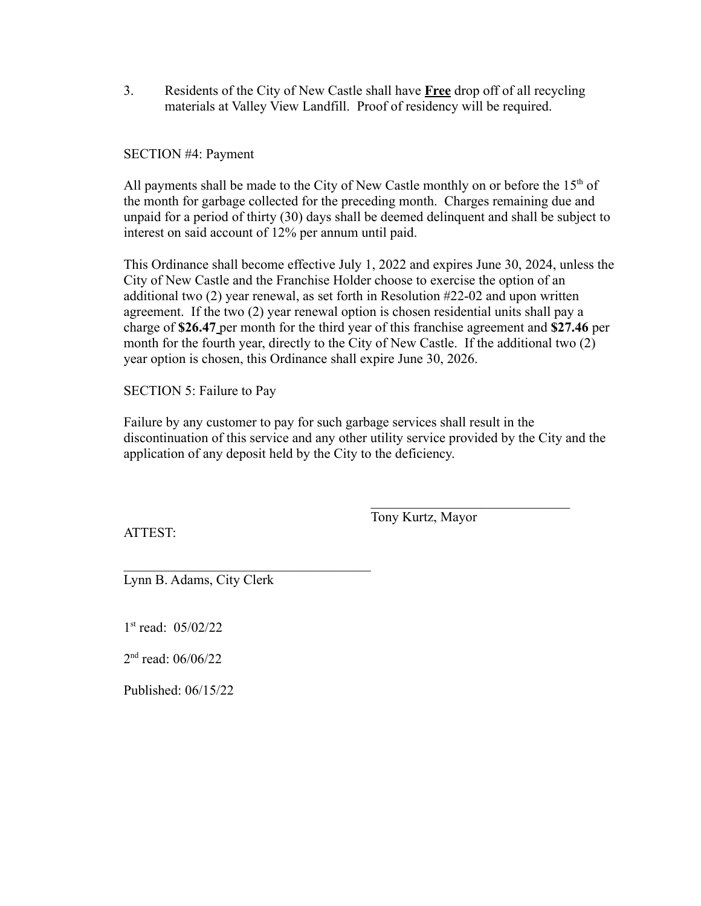3. Residents of the City of New Castle shall have **Free** drop off of all recycling materials at Valley View Landfill. Proof of residency will be required.

SECTION #4: Payment

All payments shall be made to the City of New Castle monthly on or before the 15th of the month for garbage collected for the preceding month. Charges remaining due and unpaid for a period of thirty (30) days shall be deemed delinquent and shall be subject to interest on said account of 12% per annum until paid.

This Ordinance shall become effective July 1, 2022 and expires June 30, 2024, unless the City of New Castle and the Franchise Holder choose to exercise the option of an additional two (2) year renewal, as set forth in Resolution #22-02 and upon written agreement. If the two (2) year renewal option is chosen residential units shall pay a charge of **$26.47** per month for the third year of this franchise agreement and **$27.46** per month for the fourth year, directly to the City of New Castle. If the additional two (2) year option is chosen, this Ordinance shall expire June 30, 2026.

SECTION 5: Failure to Pay

Failure by any customer to pay for such garbage services shall result in the discontinuation of this service and any other utility service provided by the City and the application of any deposit held by the City to the deficiency.

______________________________
Tony Kurtz, Mayor

ATTEST:

______________________________________
Lynn B. Adams, City Clerk

1st read: 05/02/22

2nd read: 06/06/22

Published: 06/15/22